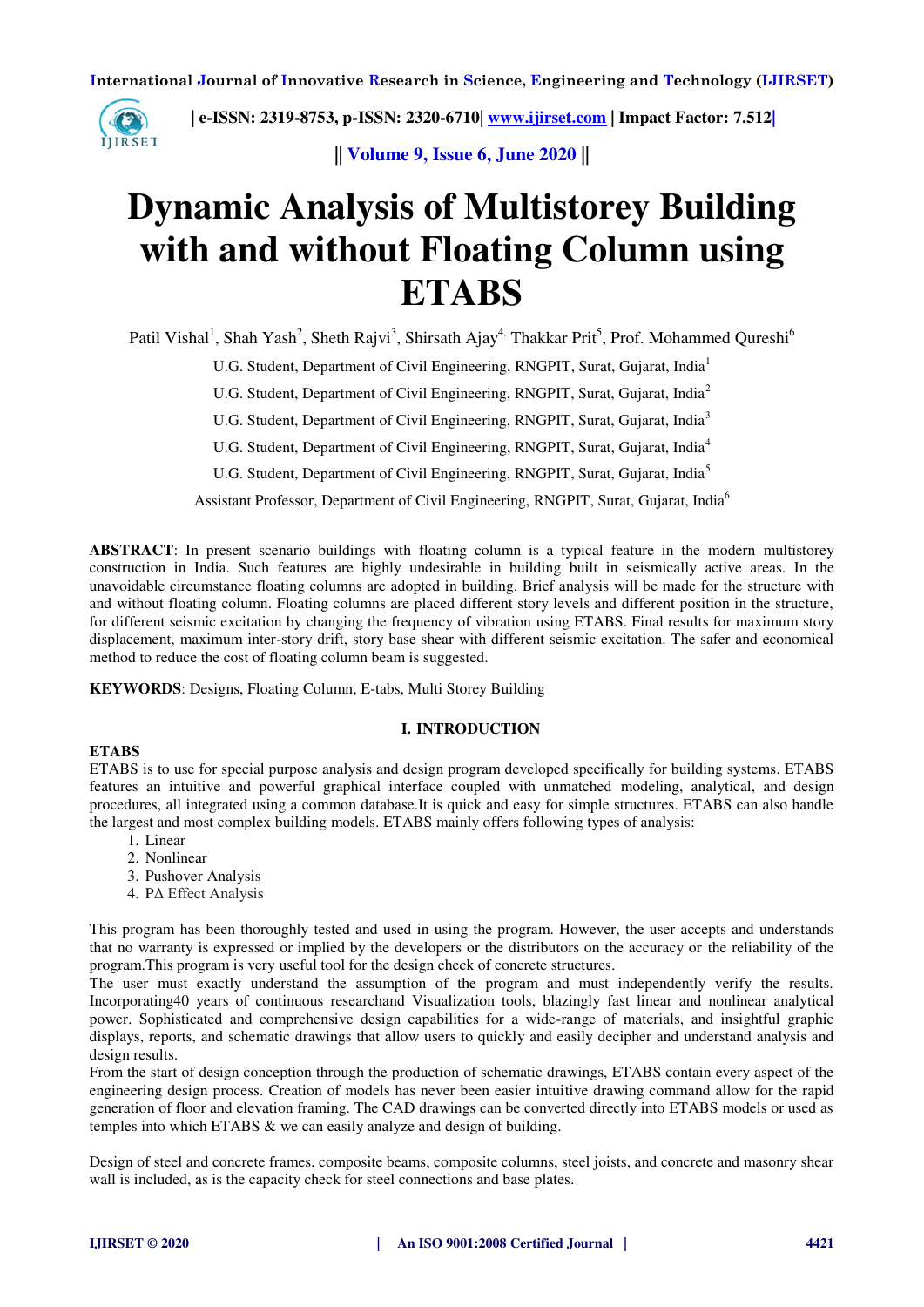# Dynamic Analysis of Multistorey Building with and without Floating Column using ETABS

Patil Vishal[1], Shah Yash[2], Sheth Rajvi[3], Shirsath Ajay[4], Thakkar Prit[5], Prof. Mohammed Qureshi[6]

U.G. Student, Department of Civil Engineering, RNGPIT, Surat, Gujarat, India[1]

U.G. Student, Department of Civil Engineering, RNGPIT, Surat, Gujarat, India[2]

U.G. Student, Department of Civil Engineering, RNGPIT, Surat, Gujarat, India[3]

U.G. Student, Department of Civil Engineering, RNGPIT, Surat, Gujarat, India[4]

U.G. Student, Department of Civil Engineering, RNGPIT, Surat, Gujarat, India[5]

Assistant Professor, Department of Civil Engineering, RNGPIT, Surat, Gujarat, India[6]

**ABSTRACT**: In present scenario buildings with floating column is a typical feature in the modern multistorey construction in India. Such features are highly undesirable in building built in seismically active areas. In the unavoidable circumstance floating columns are adopted in building. Brief analysis will be made for the structure with and without floating column. Floating columns are placed different story levels and different position in the structure, for different seismic excitation by changing the frequency of vibration using ETABS. Final results for maximum story displacement, maximum inter-story drift, story base shear with different seismic excitation. The safer and economical method to reduce the cost of floating column beam is suggested.

**KEYWORDS**: Designs, Floating Column, E-tabs, Multi Storey Building

## I. INTRODUCTION

### ETABS

ETABS is to use for special purpose analysis and design program developed specifically for building systems. ETABS features an intuitive and powerful graphical interface coupled with unmatched modeling, analytical, and design procedures, all integrated using a common database.It is quick and easy for simple structures. ETABS can also handle the largest and most complex building models. ETABS mainly offers following types of analysis:

1. Linear
2. Nonlinear
3. Pushover Analysis
4. PΔ Effect Analysis

This program has been thoroughly tested and used in using the program. However, the user accepts and understands that no warranty is expressed or implied by the developers or the distributors on the accuracy or the reliability of the program.This program is very useful tool for the design check of concrete structures.

The user must exactly understand the assumption of the program and must independently verify the results. Incorporating40 years of continuous researchand Visualization tools, blazingly fast linear and nonlinear analytical power. Sophisticated and comprehensive design capabilities for a wide-range of materials, and insightful graphic displays, reports, and schematic drawings that allow users to quickly and easily decipher and understand analysis and design results.

From the start of design conception through the production of schematic drawings, ETABS contain every aspect of the engineering design process. Creation of models has never been easier intuitive drawing command allow for the rapid generation of floor and elevation framing. The CAD drawings can be converted directly into ETABS models or used as temples into which ETABS & we can easily analyze and design of building.

Design of steel and concrete frames, composite beams, composite columns, steel joists, and concrete and masonry shear wall is included, as is the capacity check for steel connections and base plates.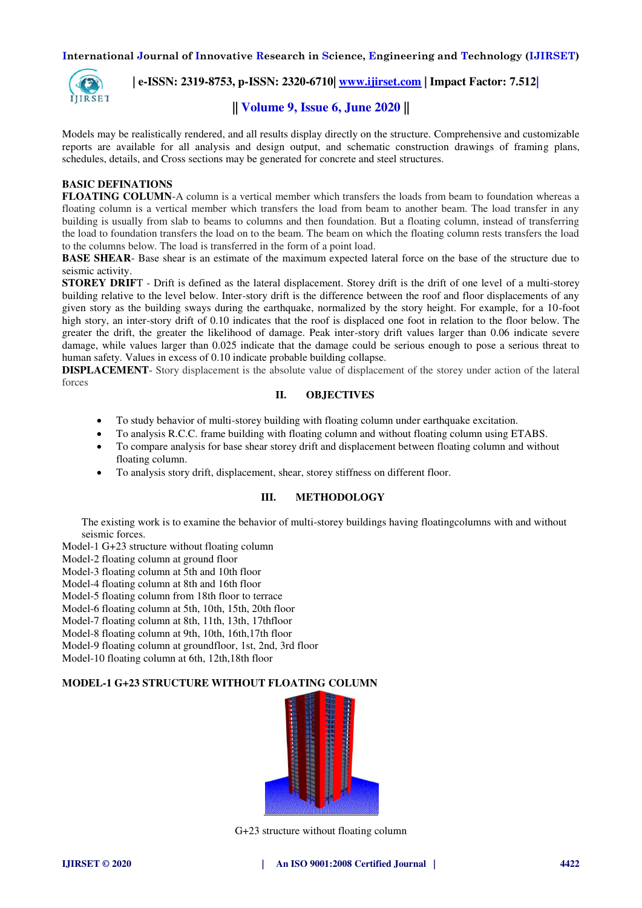Models may be realistically rendered, and all results display directly on the structure. Comprehensive and customizable reports are available for all analysis and design output, and schematic construction drawings of framing plans, schedules, details, and Cross sections may be generated for concrete and steel structures.

**BASIC DEFINATIONS**

**FLOATING COLUMN**-A column is a vertical member which transfers the loads from beam to foundation whereas a floating column is a vertical member which transfers the load from beam to another beam. The load transfer in any building is usually from slab to beams to columns and then foundation. But a floating column, instead of transferring the load to foundation transfers the load on to the beam. The beam on which the floating column rests transfers the load to the columns below. The load is transferred in the form of a point load.

**BASE SHEAR**- Base shear is an estimate of the maximum expected lateral force on the base of the structure due to seismic activity.

**STOREY DRIFT** - Drift is defined as the lateral displacement. Storey drift is the drift of one level of a multi-storey building relative to the level below. Inter-story drift is the difference between the roof and floor displacements of any given story as the building sways during the earthquake, normalized by the story height. For example, for a 10-foot high story, an inter-story drift of 0.10 indicates that the roof is displaced one foot in relation to the floor below. The greater the drift, the greater the likelihood of damage. Peak inter-story drift values larger than 0.06 indicate severe damage, while values larger than 0.025 indicate that the damage could be serious enough to pose a serious threat to human safety. Values in excess of 0.10 indicate probable building collapse.

**DISPLACEMENT**- Story displacement is the absolute value of displacement of the storey under action of the lateral forces

## II. OBJECTIVES

- To study behavior of multi-storey building with floating column under earthquake excitation.
- To analysis R.C.C. frame building with floating column and without floating column using ETABS.
- To compare analysis for base shear storey drift and displacement between floating column and without floating column.
- To analysis story drift, displacement, shear, storey stiffness on different floor.

## III. METHODOLOGY

The existing work is to examine the behavior of multi-storey buildings having floatingcolumns with and without seismic forces.

Model-1 G+23 structure without floating column
Model-2 floating column at ground floor
Model-3 floating column at 5th and 10th floor
Model-4 floating column at 8th and 16th floor
Model-5 floating column from 18th floor to terrace
Model-6 floating column at 5th, 10th, 15th, 20th floor
Model-7 floating column at 8th, 11th, 13th, 17thfloor
Model-8 floating column at 9th, 10th, 16th,17th floor
Model-9 floating column at groundfloor, 1st, 2nd, 3rd floor
Model-10 floating column at 6th, 12th,18th floor

**MODEL-1 G+23 STRUCTURE WITHOUT FLOATING COLUMN**

G+23 structure without floating column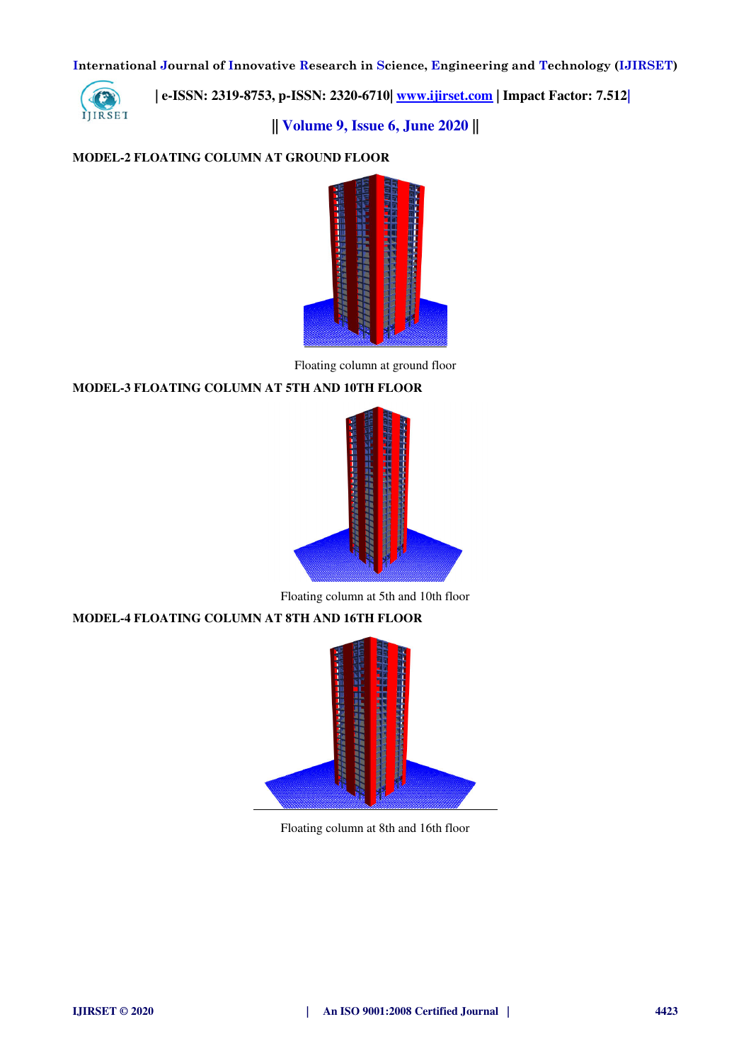**MODEL-2 FLOATING COLUMN AT GROUND FLOOR**

Floating column at ground floor

**MODEL-3 FLOATING COLUMN AT 5TH AND 10TH FLOOR**

Floating column at 5th and 10th floor

**MODEL-4 FLOATING COLUMN AT 8TH AND 16TH FLOOR**

Floating column at 8th and 16th floor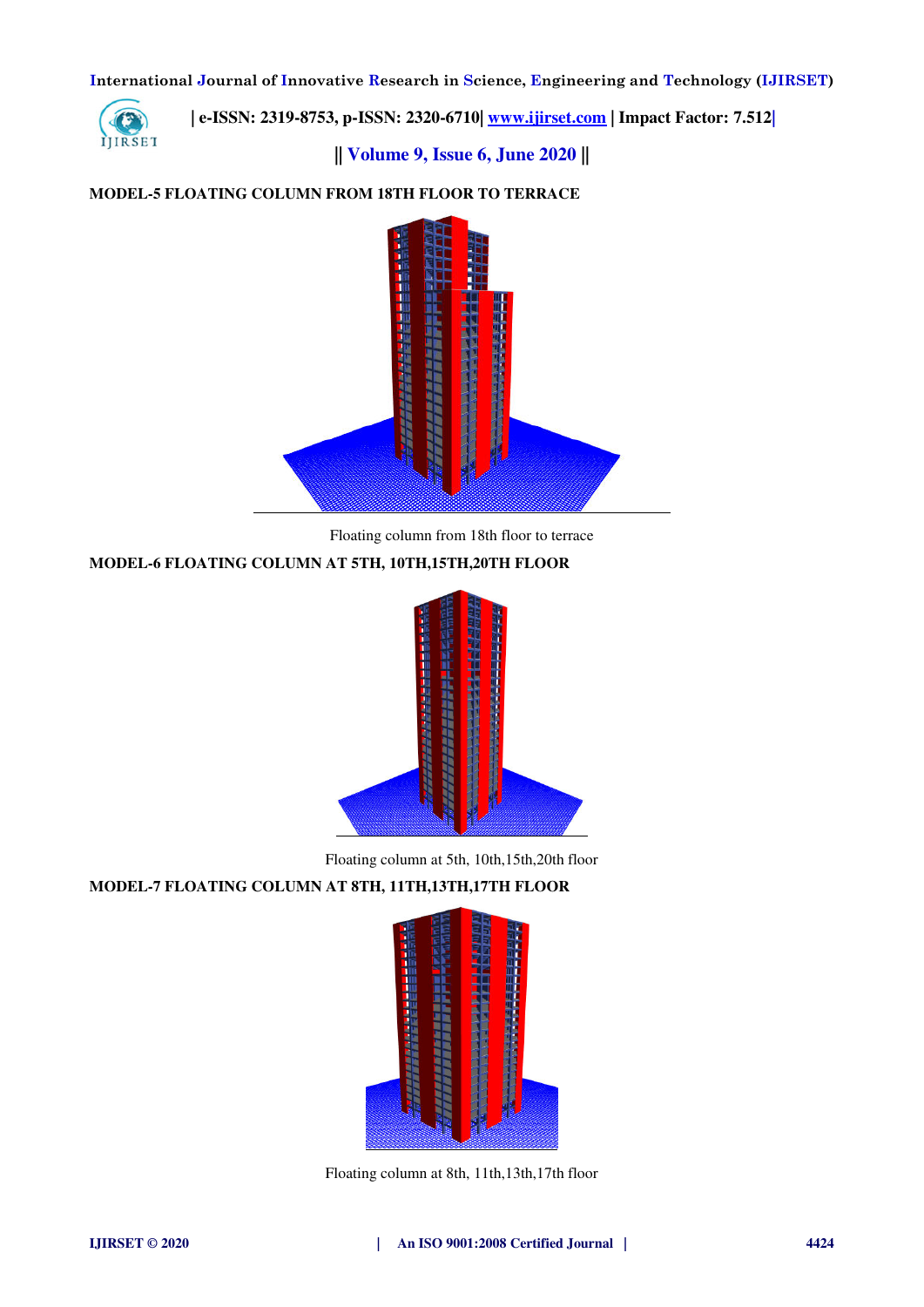**MODEL-5 FLOATING COLUMN FROM 18TH FLOOR TO TERRACE**

Floating column from 18th floor to terrace

**MODEL-6 FLOATING COLUMN AT 5TH, 10TH,15TH,20TH FLOOR**

Floating column at 5th, 10th,15th,20th floor

**MODEL-7 FLOATING COLUMN AT 8TH, 11TH,13TH,17TH FLOOR**

Floating column at 8th, 11th,13th,17th floor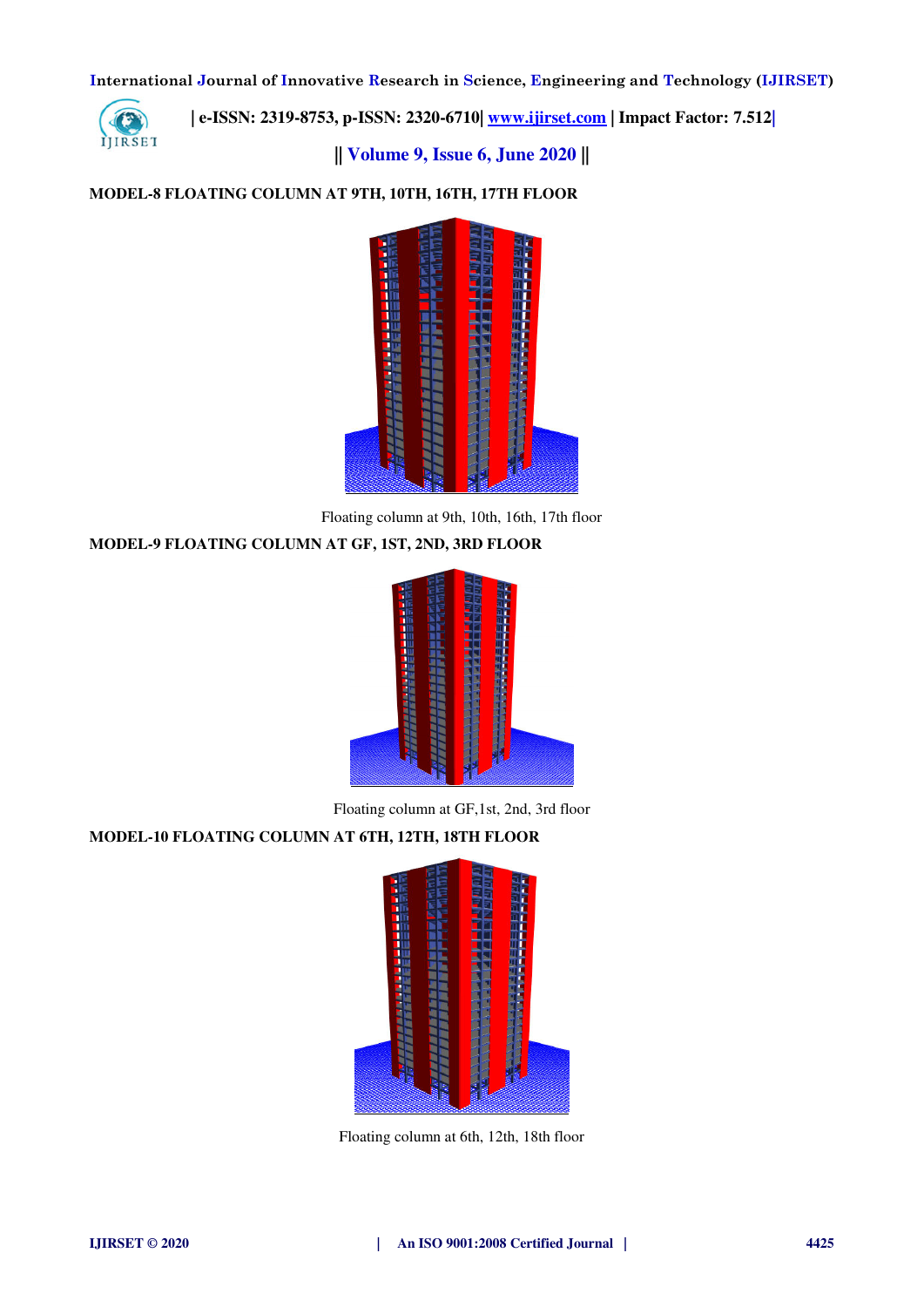**MODEL-8 FLOATING COLUMN AT 9TH, 10TH, 16TH, 17TH FLOOR**

Floating column at 9th, 10th, 16th, 17th floor

**MODEL-9 FLOATING COLUMN AT GF, 1ST, 2ND, 3RD FLOOR**

Floating column at GF,1st, 2nd, 3rd floor

**MODEL-10 FLOATING COLUMN AT 6TH, 12TH, 18TH FLOOR**

Floating column at 6th, 12th, 18th floor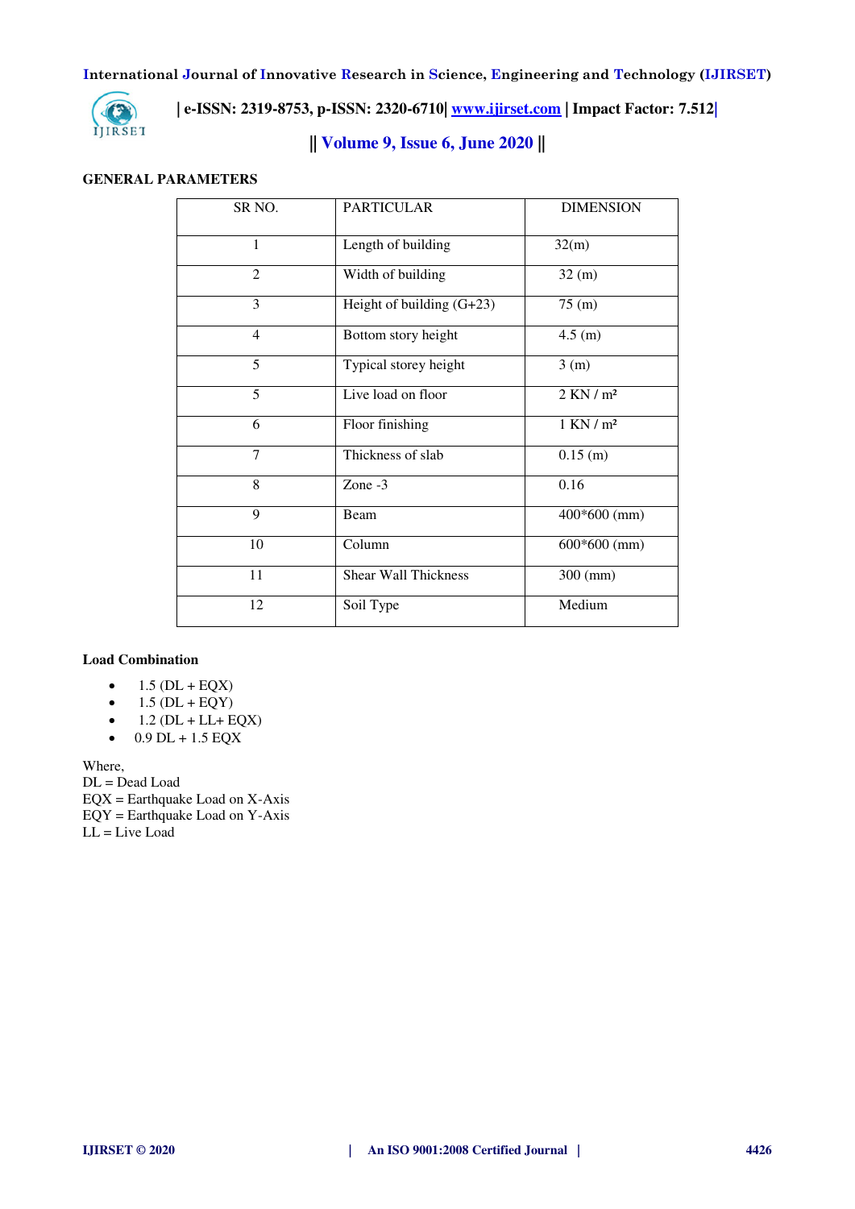**GENERAL PARAMETERS**

| SR NO. | PARTICULAR | DIMENSION |
|---|---|---|
| 1 | Length of building | 32(m) |
| 2 | Width of building | 32 (m) |
| 3 | Height of building (G+23) | 75 (m) |
| 4 | Bottom story height | 4.5 (m) |
| 5 | Typical storey height | 3 (m) |
| 5 | Live load on floor | 2 KN / m² |
| 6 | Floor finishing | 1 KN / m² |
| 7 | Thickness of slab | 0.15 (m) |
| 8 | Zone -3 | 0.16 |
| 9 | Beam | 400*600 (mm) |
| 10 | Column | 600*600 (mm) |
| 11 | Shear Wall Thickness | 300 (mm) |
| 12 | Soil Type | Medium |

**Load Combination**

- 1.5 (DL + EQX)
- 1.5 (DL + EQY)
- 1.2 (DL + LL+ EQX)
- 0.9 DL + 1.5 EQX

Where,
DL = Dead Load
EQX = Earthquake Load on X-Axis
EQY = Earthquake Load on Y-Axis
LL = Live Load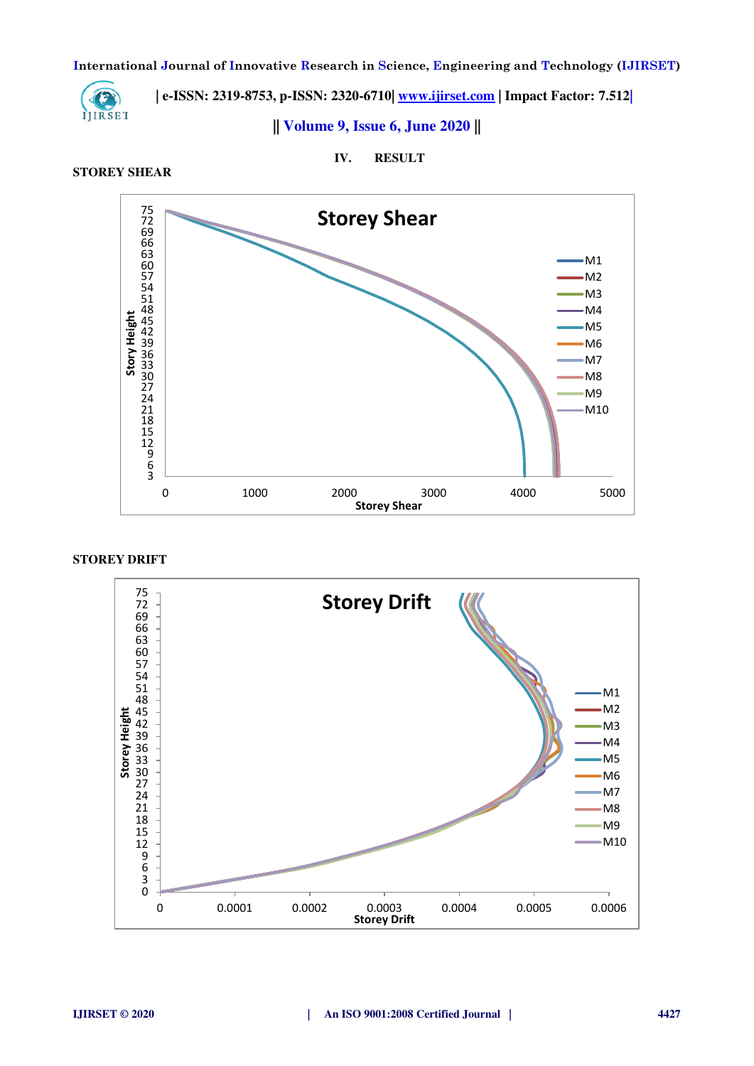## IV. RESULT

### STOREY SHEAR

### STOREY DRIFT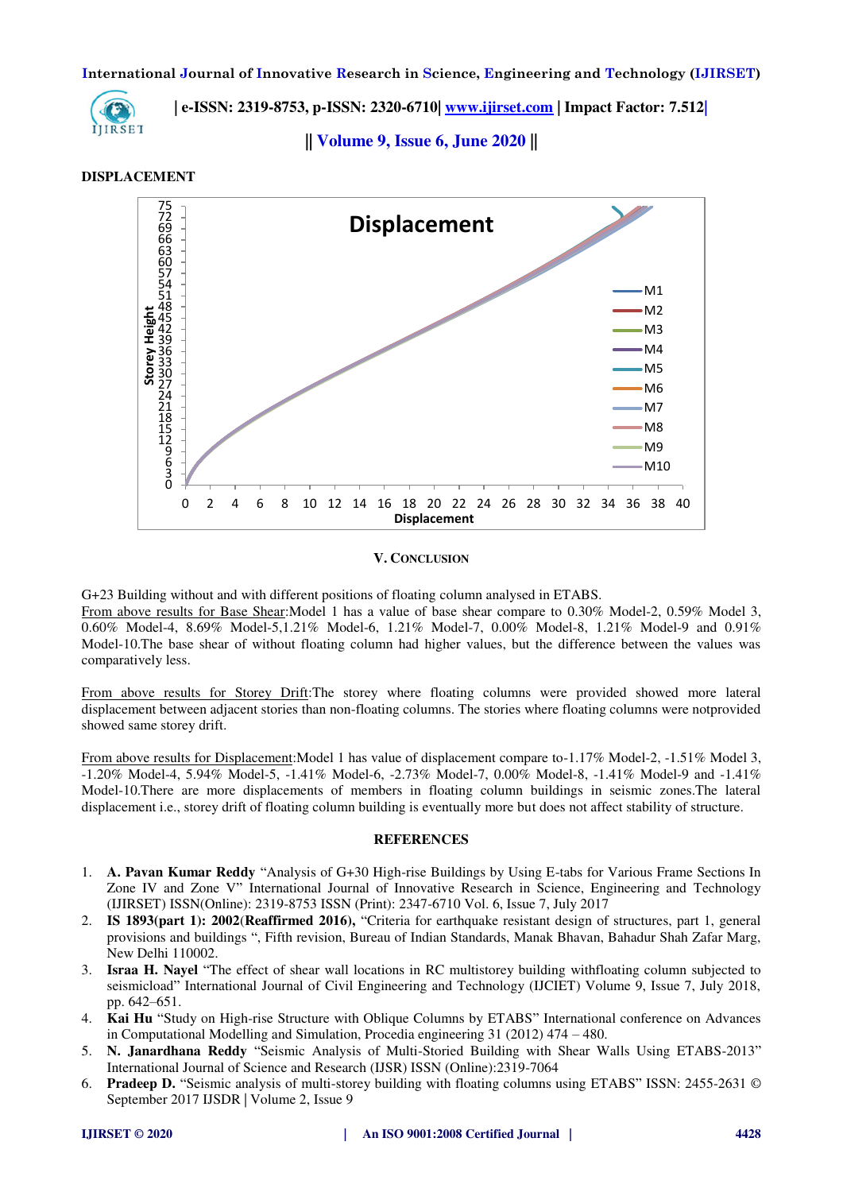**DISPLACEMENT**

## V. CONCLUSION

G+23 Building without and with different positions of floating column analysed in ETABS.
From above results for Base Shear:Model 1 has a value of base shear compare to 0.30% Model-2, 0.59% Model 3, 0.60% Model-4, 8.69% Model-5,1.21% Model-6, 1.21% Model-7, 0.00% Model-8, 1.21% Model-9 and 0.91% Model-10.The base shear of without floating column had higher values, but the difference between the values was comparatively less.

From above results for Storey Drift:The storey where floating columns were provided showed more lateral displacement between adjacent stories than non-floating columns. The stories where floating columns were notprovided showed same storey drift.

From above results for Displacement:Model 1 has value of displacement compare to-1.17% Model-2, -1.51% Model 3, -1.20% Model-4, 5.94% Model-5, -1.41% Model-6, -2.73% Model-7, 0.00% Model-8, -1.41% Model-9 and -1.41% Model-10.There are more displacements of members in floating column buildings in seismic zones.The lateral displacement i.e., storey drift of floating column building is eventually more but does not affect stability of structure.

## REFERENCES

1. **A. Pavan Kumar Reddy** "Analysis of G+30 High-rise Buildings by Using E-tabs for Various Frame Sections In Zone IV and Zone V" International Journal of Innovative Research in Science, Engineering and Technology (IJIRSET) ISSN(Online): 2319-8753 ISSN (Print): 2347-6710 Vol. 6, Issue 7, July 2017
2. **IS 1893(part 1): 2002**(**Reaffirmed 2016),** "Criteria for earthquake resistant design of structures, part 1, general provisions and buildings ", Fifth revision, Bureau of Indian Standards, Manak Bhavan, Bahadur Shah Zafar Marg, New Delhi 110002.
3. **Israa H. Nayel** "The effect of shear wall locations in RC multistorey building withfloating column subjected to seismicload" International Journal of Civil Engineering and Technology (IJCIET) Volume 9, Issue 7, July 2018, pp. 642–651.
4. **Kai Hu** "Study on High-rise Structure with Oblique Columns by ETABS" International conference on Advances in Computational Modelling and Simulation, Procedia engineering 31 (2012) 474 – 480.
5. **N. Janardhana Reddy** "Seismic Analysis of Multi-Storied Building with Shear Walls Using ETABS-2013" International Journal of Science and Research (IJSR) ISSN (Online):2319-7064
6. **Pradeep D.** "Seismic analysis of multi-storey building with floating columns using ETABS" ISSN: 2455-2631 © September 2017 IJSDR | Volume 2, Issue 9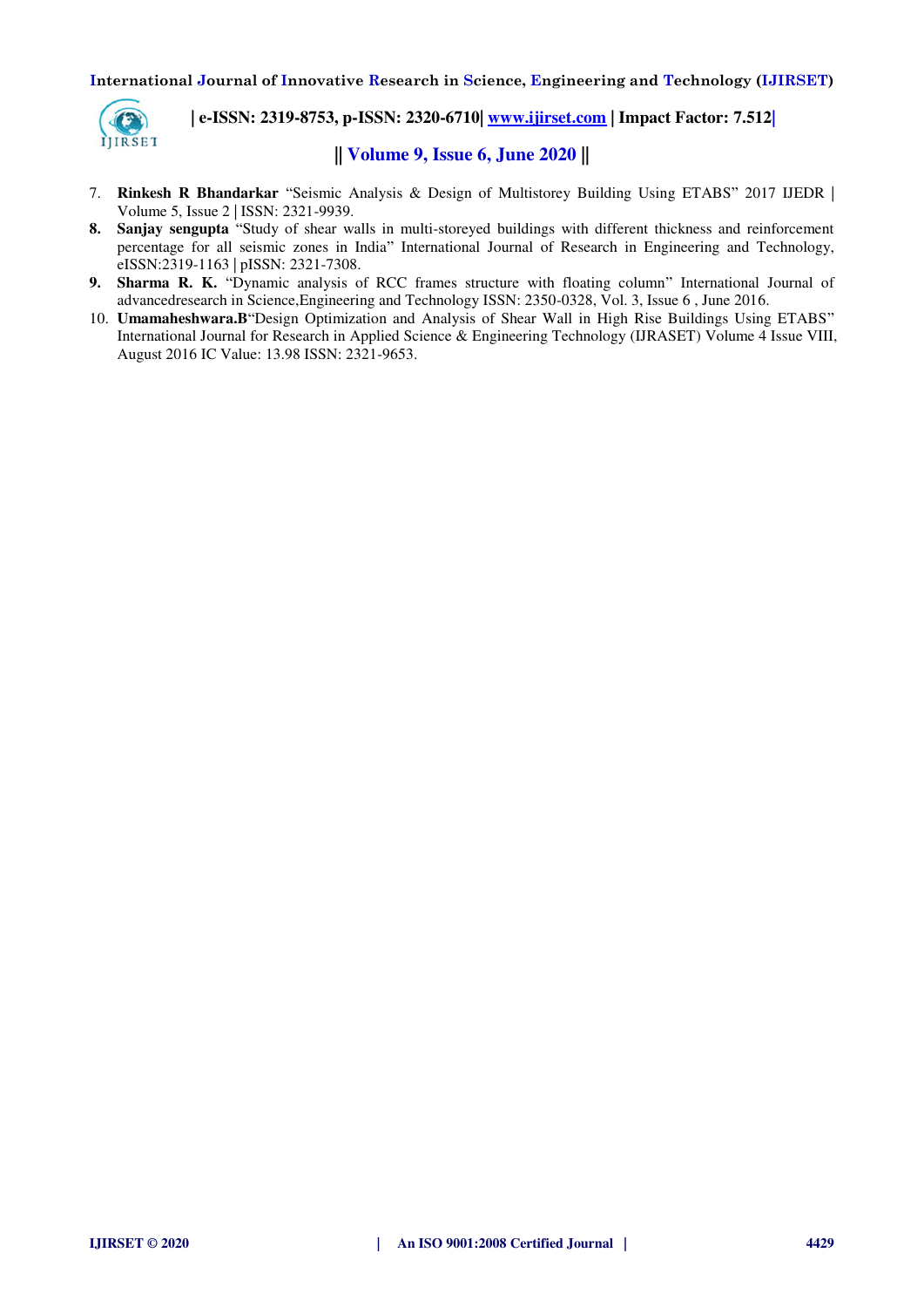7. **Rinkesh R Bhandarkar** "Seismic Analysis & Design of Multistorey Building Using ETABS" 2017 IJEDR | Volume 5, Issue 2 | ISSN: 2321-9939.
8. **Sanjay sengupta** "Study of shear walls in multi-storeyed buildings with different thickness and reinforcement percentage for all seismic zones in India" International Journal of Research in Engineering and Technology, eISSN:2319-1163 | pISSN: 2321-7308.
9. **Sharma R. K.** "Dynamic analysis of RCC frames structure with floating column" International Journal of advancedresearch in Science,Engineering and Technology ISSN: 2350-0328, Vol. 3, Issue 6 , June 2016.
10. **Umamaheshwara.B**"Design Optimization and Analysis of Shear Wall in High Rise Buildings Using ETABS" International Journal for Research in Applied Science & Engineering Technology (IJRASET) Volume 4 Issue VIII, August 2016 IC Value: 13.98 ISSN: 2321-9653.